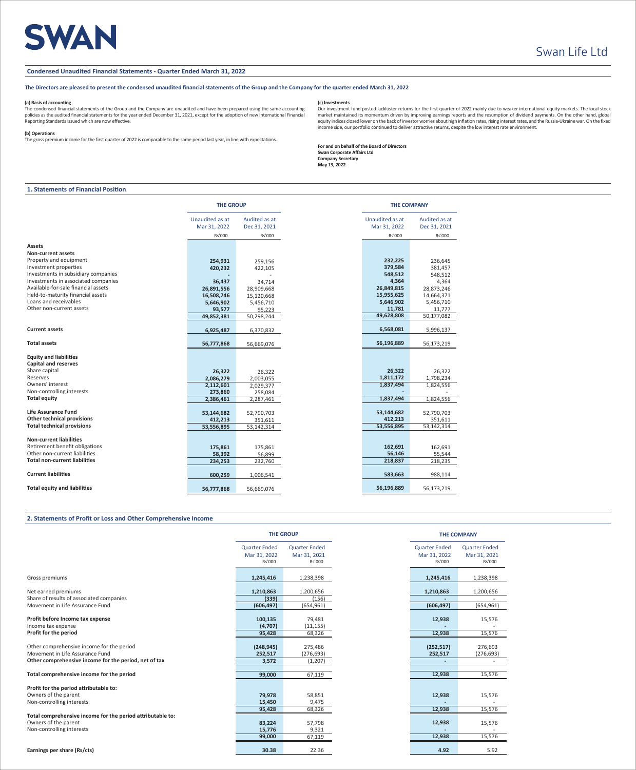SWAN

Swan Life Ltd

## Condensed Unaudited Financial Statements - Quarter Ended March 31, 2022

**The Directors are pleased to present the condensed unaudited financial statements of the Group and the Company for the quarter ended March 31, 2022**

**(a) Basis of accounting**

The condensed financial statements of the Group and the Company are unaudited and have been prepared using the same accounting policies as the audited financial statements for the year ended December 31, 2021, except for the adoption of new International Financial Reporting Standards issued which are now effective.

**(b) Operations**

The gross premium income for the first quarter of 2022 is comparable to the same period last year, in line with expectations.

**(c) Investments**

Our investment fund posted lackluster returns for the first quarter of 2022 mainly due to weaker international equity markets. The local stock market maintained its momentum driven by improving earnings reports and the resumption of dividend payments. On the other hand, global equity indices closed lower on the back of investor worries about high inflation rates, rising interest rates, and the Russia-Ukraine war. On the fixed income side, our portfolio continued to deliver attractive returns, despite the low interest rate environment.

**For and on behalf of the Board of Directors**
**Swan Corporate Affairs Ltd**
**Company Secretary**
**May 13, 2022**

### 1. Statements of Financial Position

| | THE GROUP | | THE COMPANY | |
|---|---|---|---|---|
| | Unaudited as at Mar 31, 2022 | Audited as at Dec 31, 2021 | Unaudited as at Mar 31, 2022 | Audited as at Dec 31, 2021 |
| | Rs'000 | Rs'000 | Rs'000 | Rs'000 |
| **Assets** | | | | |
| **Non-current assets** | | | | |
| Property and equipment | **254,931** | 259,156 | **232,225** | 236,645 |
| Investment properties | **420,232** | 422,105 | **379,584** | 381,457 |
| Investments in subsidiary companies | **-** | - | **548,512** | 548,512 |
| Investments in associated companies | **36,437** | 34,714 | **4,364** | 4,364 |
| Available-for-sale financial assets | **26,891,556** | 28,909,668 | **26,849,815** | 28,873,246 |
| Held-to-maturity financial assets | **16,508,746** | 15,120,668 | **15,955,625** | 14,664,371 |
| Loans and receivables | **5,646,902** | 5,456,710 | **5,646,902** | 5,456,710 |
| Other non-current assets | **93,577** | 95,223 | **11,781** | 11,777 |
| | **49,852,381** | 50,298,244 | **49,628,808** | 50,177,082 |
| **Current assets** | **6,925,487** | 6,370,832 | **6,568,081** | 5,996,137 |
| **Total assets** | **56,777,868** | 56,669,076 | **56,196,889** | 56,173,219 |
| **Equity and liabilities** | | | | |
| **Capital and reserves** | | | | |
| Share capital | **26,322** | 26,322 | **26,322** | 26,322 |
| Reserves | **2,086,279** | 2,003,055 | **1,811,172** | 1,798,234 |
| Owners' interest | **2,112,601** | 2,029,377 | **1,837,494** | 1,824,556 |
| Non-controlling interests | **273,860** | 258,084 | **-** | - |
| **Total equity** | **2,386,461** | 2,287,461 | **1,837,494** | 1,824,556 |
| **Life Assurance Fund** | **53,144,682** | 52,790,703 | **53,144,682** | 52,790,703 |
| **Other technical provisions** | **412,213** | 351,611 | **412,213** | 351,611 |
| **Total technical provisions** | **53,556,895** | 53,142,314 | **53,556,895** | 53,142,314 |
| **Non-current liabilities** | | | | |
| Retirement benefit obligations | **175,861** | 175,861 | **162,691** | 162,691 |
| Other non-current liabilities | **58,392** | 56,899 | **56,146** | 55,544 |
| **Total non-current liabilities** | **234,253** | 232,760 | **218,837** | 218,235 |
| **Current liabilities** | **600,259** | 1,006,541 | **583,663** | 988,114 |
| **Total equity and liabilities** | **56,777,868** | 56,669,076 | **56,196,889** | 56,173,219 |

### 2. Statements of Profit or Loss and Other Comprehensive Income

| | THE GROUP | | THE COMPANY | |
|---|---|---|---|---|
| | Quarter Ended Mar 31, 2022 | Quarter Ended Mar 31, 2021 | Quarter Ended Mar 31, 2022 | Quarter Ended Mar 31, 2021 |
| | Rs'000 | Rs'000 | Rs'000 | Rs'000 |
| Gross premiums | **1,245,416** | 1,238,398 | **1,245,416** | 1,238,398 |
| Net earned premiums | **1,210,863** | 1,200,656 | **1,210,863** | 1,200,656 |
| Share of results of associated companies | **(339)** | (156) | **-** | - |
| Movement in Life Assurance Fund | **(606,497)** | (654,961) | **(606,497)** | (654,961) |
| **Profit before Income tax expense** | **100,135** | 79,481 | **12,938** | 15,576 |
| Income tax expense | **(4,707)** | (11,155) | **-** | - |
| **Profit for the period** | **95,428** | 68,326 | **12,938** | 15,576 |
| Other comprehensive income for the period | **(248,945)** | 275,486 | **(252,517)** | 276,693 |
| Movement in Life Assurance Fund | **252,517** | (276,693) | **252,517** | (276,693) |
| **Other comprehensive income for the period, net of tax** | **3,572** | (1,207) | **-** | - |
| **Total comprehensive income for the period** | **99,000** | 67,119 | **12,938** | 15,576 |
| **Profit for the period attributable to:** | | | | |
| Owners of the parent | **79,978** | 58,851 | **12,938** | 15,576 |
| Non-controlling interests | **15,450** | 9,475 | **-** | - |
| | **95,428** | 68,326 | **12,938** | 15,576 |
| **Total comprehensive income for the period attributable to:** | | | | |
| Owners of the parent | **83,224** | 57,798 | **12,938** | 15,576 |
| Non-controlling interests | **15,776** | 9,321 | **-** | - |
| | **99,000** | 67,119 | **12,938** | 15,576 |
| **Earnings per share (Rs/cts)** | **30.38** | 22.36 | **4.92** | 5.92 |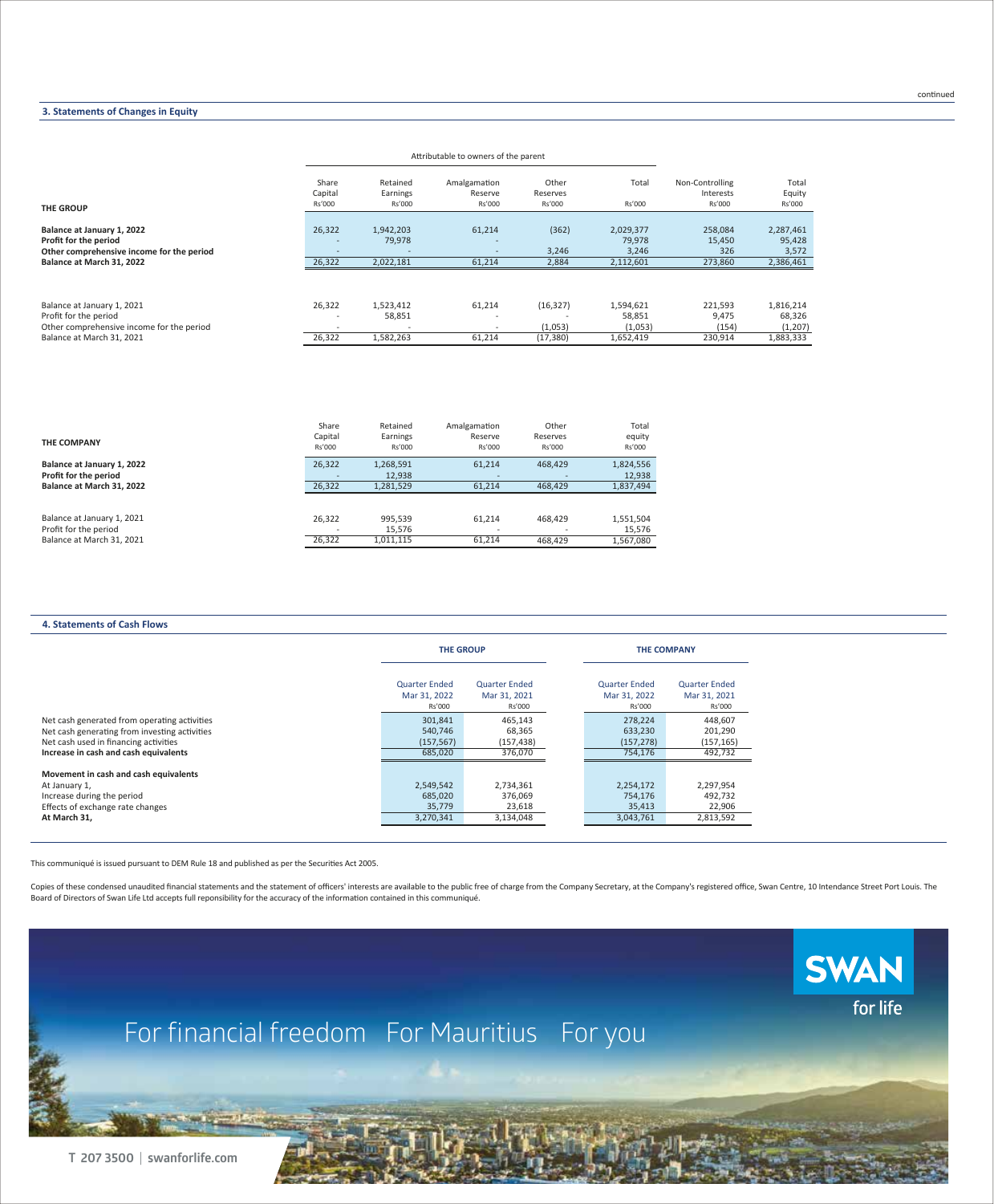## 3. Statements of Changes in Equity

| THE GROUP | Attributable to owners of the parent | | | | | | |
|---|---|---|---|---|---|---|---|
| | Share Capital Rs'000 | Retained Earnings Rs'000 | Amalgamation Reserve Rs'000 | Other Reserves Rs'000 | Total Rs'000 | Non-Controlling Interests Rs'000 | Total Equity Rs'000 |
| **Balance at January 1, 2022** | 26,322 | 1,942,203 | 61,214 | (362) | 2,029,377 | 258,084 | 2,287,461 |
| **Profit for the period** | - | 79,978 | - | | 79,978 | 15,450 | 95,428 |
| **Other comprehensive income for the period** | - | - | - | 3,246 | 3,246 | 326 | 3,572 |
| **Balance at March 31, 2022** | 26,322 | 2,022,181 | 61,214 | 2,884 | 2,112,601 | 273,860 | 2,386,461 |
| | | | | | | | |
| Balance at January 1, 2021 | 26,322 | 1,523,412 | 61,214 | (16,327) | 1,594,621 | 221,593 | 1,816,214 |
| Profit for the period | - | 58,851 | - | - | 58,851 | 9,475 | 68,326 |
| Other comprehensive income for the period | - | - | - | (1,053) | (1,053) | (154) | (1,207) |
| Balance at March 31, 2021 | 26,322 | 1,582,263 | 61,214 | (17,380) | 1,652,419 | 230,914 | 1,883,333 |

| THE COMPANY | Share Capital Rs'000 | Retained Earnings Rs'000 | Amalgamation Reserve Rs'000 | Other Reserves Rs'000 | Total equity Rs'000 |
|---|---|---|---|---|---|
| **Balance at January 1, 2022** | 26,322 | 1,268,591 | 61,214 | 468,429 | 1,824,556 |
| **Profit for the period** | - | 12,938 | - | - | 12,938 |
| **Balance at March 31, 2022** | 26,322 | 1,281,529 | 61,214 | 468,429 | 1,837,494 |
| | | | | | |
| Balance at January 1, 2021 | 26,322 | 995,539 | 61,214 | 468,429 | 1,551,504 |
| Profit for the period | - | 15,576 | - | - | 15,576 |
| Balance at March 31, 2021 | 26,322 | 1,011,115 | 61,214 | 468,429 | 1,567,080 |

## 4. Statements of Cash Flows

| | THE GROUP | | THE COMPANY | |
|---|---|---|---|---|
| | Quarter Ended Mar 31, 2022 Rs'000 | Quarter Ended Mar 31, 2021 Rs'000 | Quarter Ended Mar 31, 2022 Rs'000 | Quarter Ended Mar 31, 2021 Rs'000 |
| Net cash generated from operating activities | 301,841 | 465,143 | 278,224 | 448,607 |
| Net cash generating from investing activities | 540,746 | 68,365 | 633,230 | 201,290 |
| Net cash used in financing activities | (157,567) | (157,438) | (157,278) | (157,165) |
| **Increase in cash and cash equivalents** | 685,020 | 376,070 | 754,176 | 492,732 |
| | | | | |
| **Movement in cash and cash equivalents** | | | | |
| At January 1, | 2,549,542 | 2,734,361 | 2,254,172 | 2,297,954 |
| Increase during the period | 685,020 | 376,069 | 754,176 | 492,732 |
| Effects of exchange rate changes | 35,779 | 23,618 | 35,413 | 22,906 |
| **At March 31,** | 3,270,341 | 3,134,048 | 3,043,761 | 2,813,592 |

This communiqué is issued pursuant to DEM Rule 18 and published as per the Securities Act 2005.

Copies of these condensed unaudited financial statements and the statement of officers' interests are available to the public free of charge from the Company Secretary, at the Company's registered office, Swan Centre, 10 Intendance Street Port Louis. The Board of Directors of Swan Life Ltd accepts full reponsibility for the accuracy of the information contained in this communiqué.

For financial freedom For Mauritius For you

SWAN for life

T 207 3500 | swanforlife.com